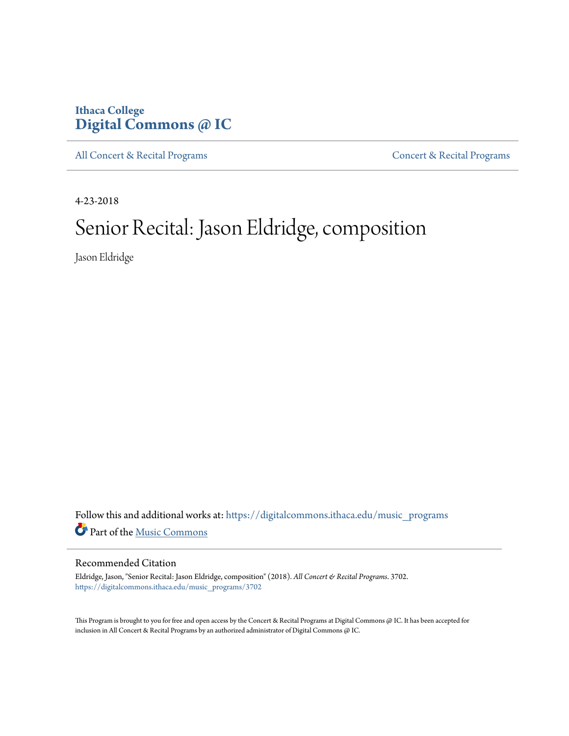Ithaca College
**Digital Commons @ IC**

All Concert & Recital Programs | Concert & Recital Programs

4-23-2018

# Senior Recital: Jason Eldridge, composition

Jason Eldridge

Follow this and additional works at: https://digitalcommons.ithaca.edu/music_programs

Part of the Music Commons

## Recommended Citation

Eldridge, Jason, "Senior Recital: Jason Eldridge, composition" (2018). *All Concert & Recital Programs*. 3702.
https://digitalcommons.ithaca.edu/music_programs/3702

This Program is brought to you for free and open access by the Concert & Recital Programs at Digital Commons @ IC. It has been accepted for inclusion in All Concert & Recital Programs by an authorized administrator of Digital Commons @ IC.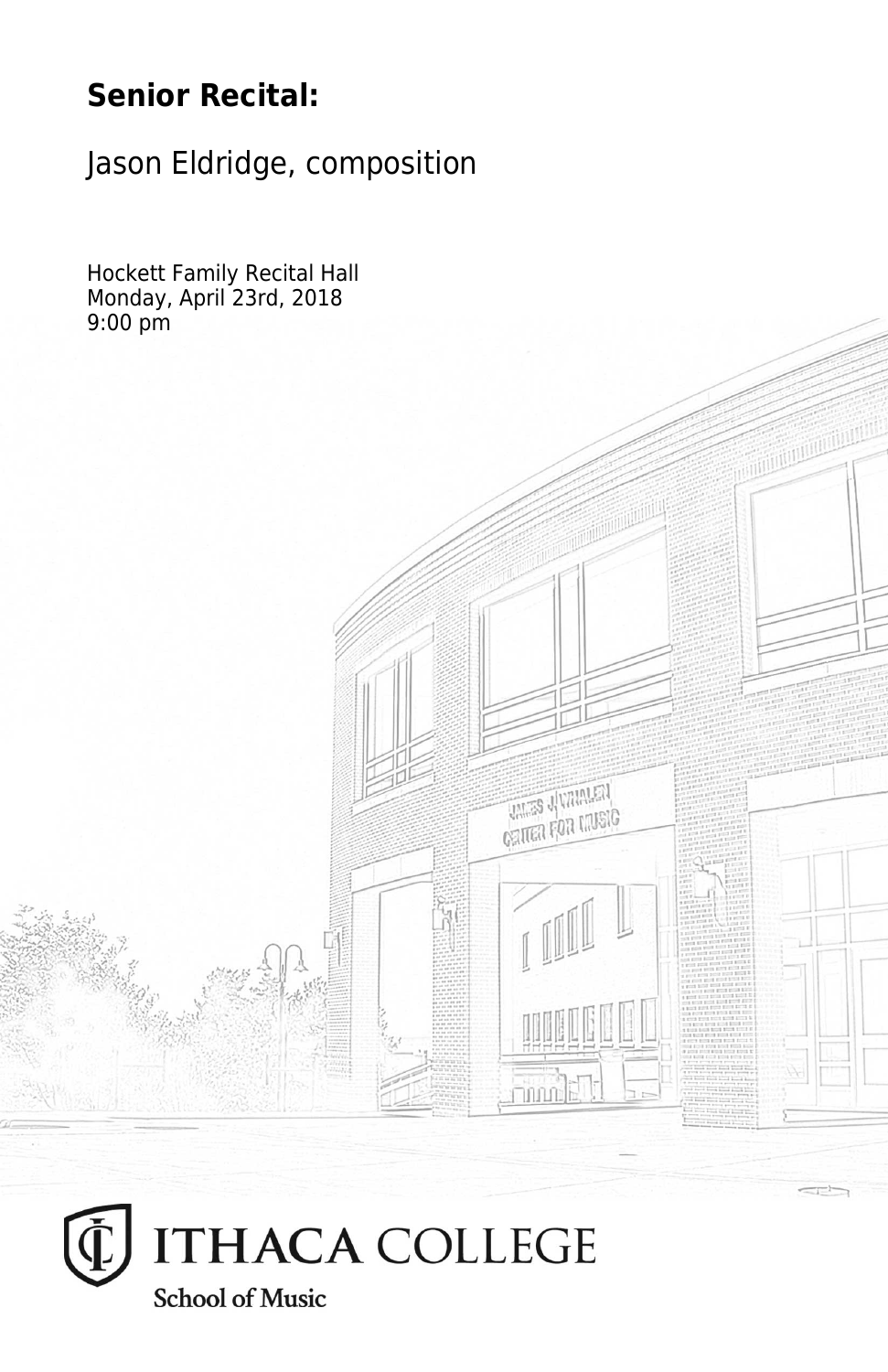**Senior Recital:**

Jason Eldridge, composition

Hockett Family Recital Hall
Monday, April 23rd, 2018
9:00 pm

ITHACA COLLEGE

School of Music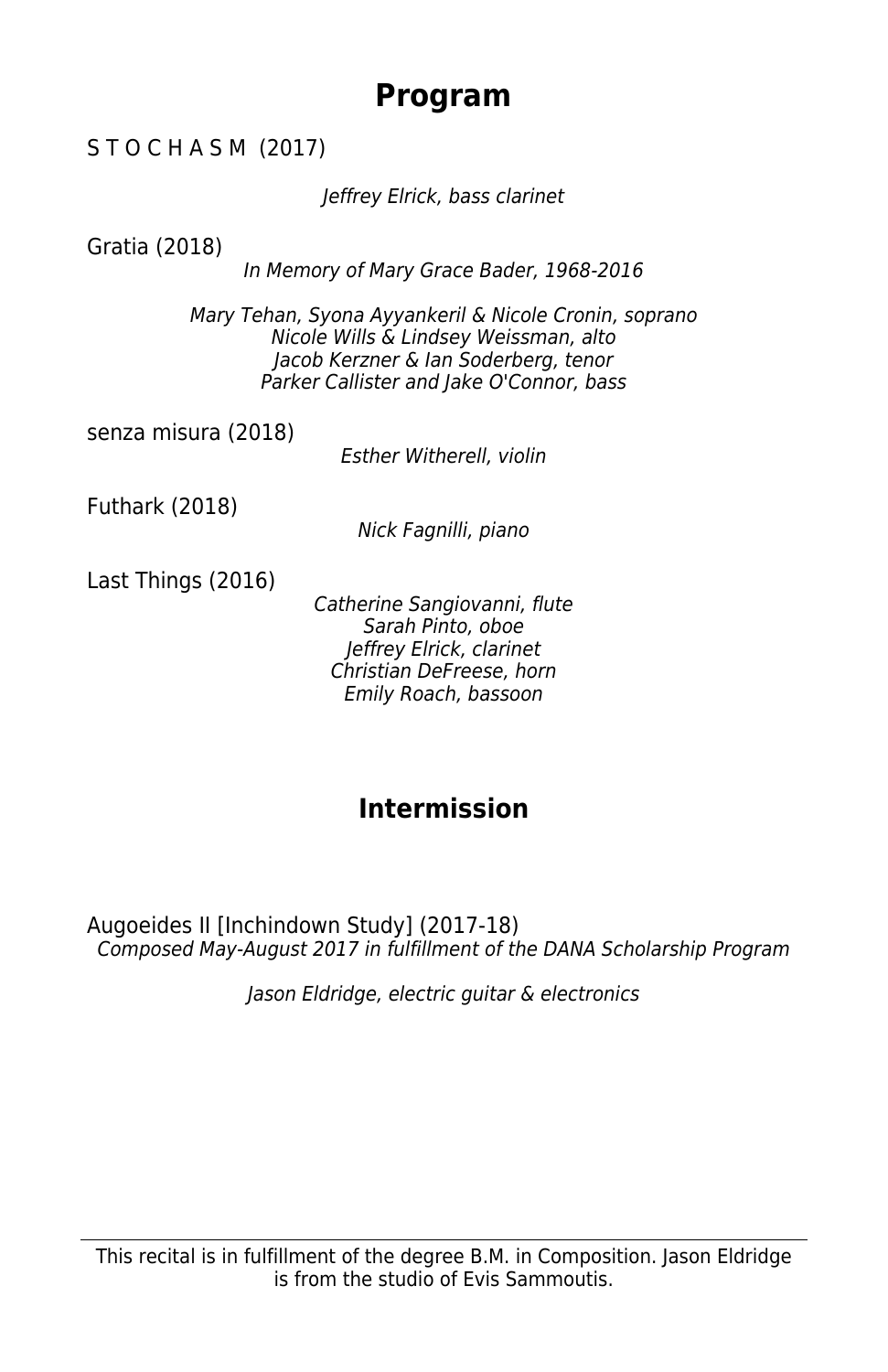# Program

S T O C H A S M (2017)

*Jeffrey Elrick, bass clarinet*

Gratia (2018)

*In Memory of Mary Grace Bader, 1968-2016*

*Mary Tehan, Syona Ayyankeril & Nicole Cronin, soprano*
*Nicole Wills & Lindsey Weissman, alto*
*Jacob Kerzner & Ian Soderberg, tenor*
*Parker Callister and Jake O'Connor, bass*

senza misura (2018)

*Esther Witherell, violin*

Futhark (2018)

*Nick Fagnilli, piano*

Last Things (2016)

*Catherine Sangiovanni, flute*
*Sarah Pinto, oboe*
*Jeffrey Elrick, clarinet*
*Christian DeFreese, horn*
*Emily Roach, bassoon*

## Intermission

Augoeides II [Inchindown Study] (2017-18)

*Composed May-August 2017 in fulfillment of the DANA Scholarship Program*

*Jason Eldridge, electric guitar & electronics*

---

This recital is in fulfillment of the degree B.M. in Composition. Jason Eldridge is from the studio of Evis Sammoutis.